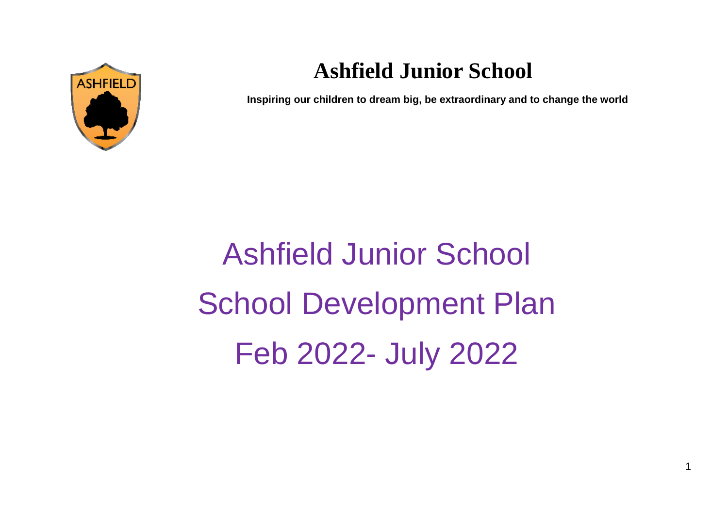# Ashfield Junior School

**Inspiring our children to dream big, be extraordinary and to change the world**

# Ashfield Junior School
# School Development Plan
# Feb 2022- July 2022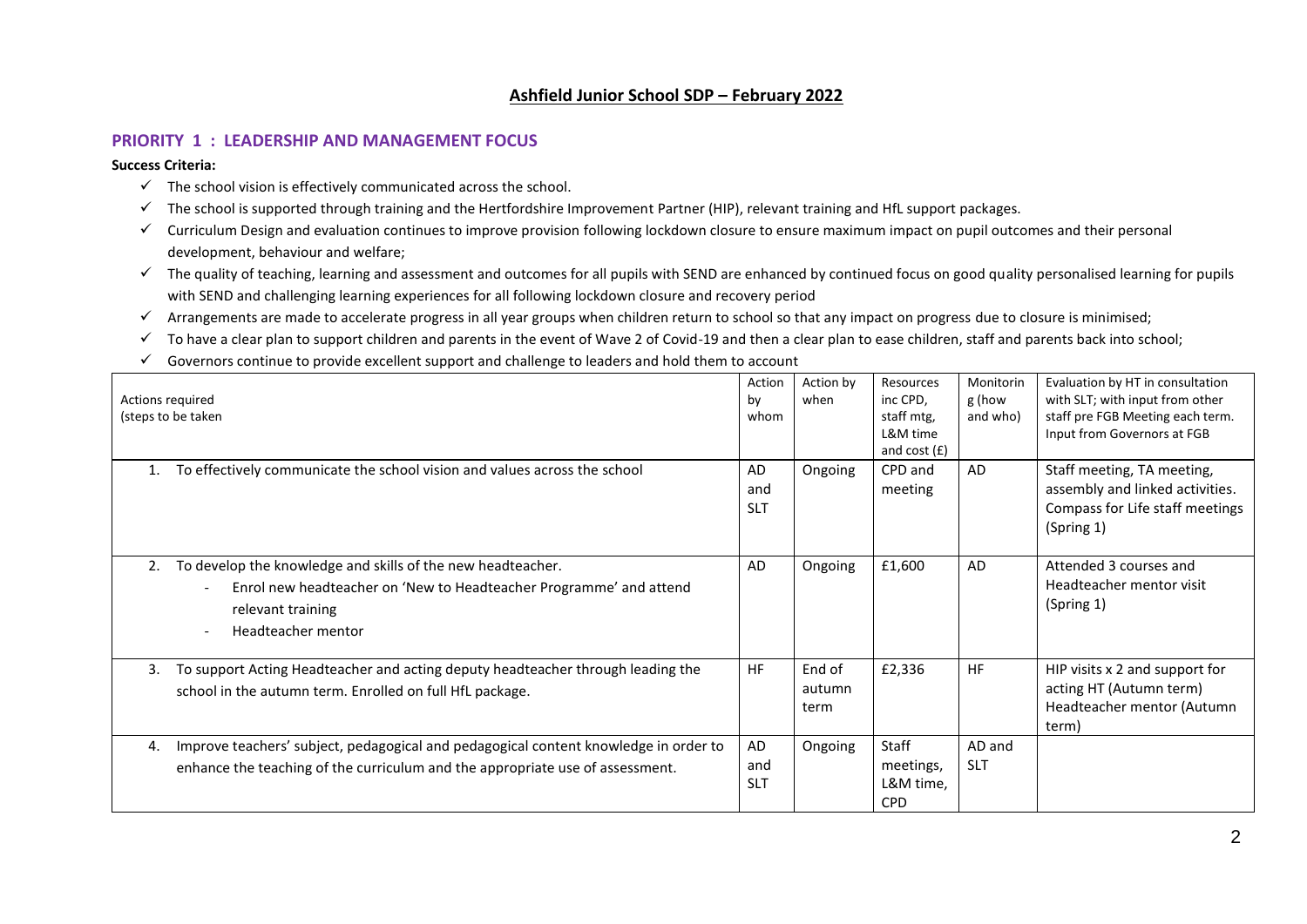# Ashfield Junior School SDP – February 2022

## PRIORITY 1 : LEADERSHIP AND MANAGEMENT FOCUS

**Success Criteria:**

- ✓ The school vision is effectively communicated across the school.
- ✓ The school is supported through training and the Hertfordshire Improvement Partner (HIP), relevant training and HfL support packages.
- ✓ Curriculum Design and evaluation continues to improve provision following lockdown closure to ensure maximum impact on pupil outcomes and their personal development, behaviour and welfare;
- ✓ The quality of teaching, learning and assessment and outcomes for all pupils with SEND are enhanced by continued focus on good quality personalised learning for pupils with SEND and challenging learning experiences for all following lockdown closure and recovery period
- ✓ Arrangements are made to accelerate progress in all year groups when children return to school so that any impact on progress due to closure is minimised;
- ✓ To have a clear plan to support children and parents in the event of Wave 2 of Covid-19 and then a clear plan to ease children, staff and parents back into school;
- ✓ Governors continue to provide excellent support and challenge to leaders and hold them to account

| Actions required (steps to be taken | Action by whom | Action by when | Resources inc CPD, staff mtg, L&M time and cost (£) | Monitoring (how and who) | Evaluation by HT in consultation with SLT; with input from other staff pre FGB Meeting each term. Input from Governors at FGB |
|---|---|---|---|---|---|
| 1. To effectively communicate the school vision and values across the school | AD and SLT | Ongoing | CPD and meeting | AD | Staff meeting, TA meeting, assembly and linked activities. Compass for Life staff meetings (Spring 1) |
| 2. To develop the knowledge and skills of the new headteacher.<br>- Enrol new headteacher on 'New to Headteacher Programme' and attend relevant training<br>- Headteacher mentor | AD | Ongoing | £1,600 | AD | Attended 3 courses and Headteacher mentor visit (Spring 1) |
| 3. To support Acting Headteacher and acting deputy headteacher through leading the school in the autumn term. Enrolled on full HfL package. | HF | End of autumn term | £2,336 | HF | HIP visits x 2 and support for acting HT (Autumn term) Headteacher mentor (Autumn term) |
| 4. Improve teachers' subject, pedagogical and pedagogical content knowledge in order to enhance the teaching of the curriculum and the appropriate use of assessment. | AD and SLT | Ongoing | Staff meetings, L&M time, CPD | AD and SLT | |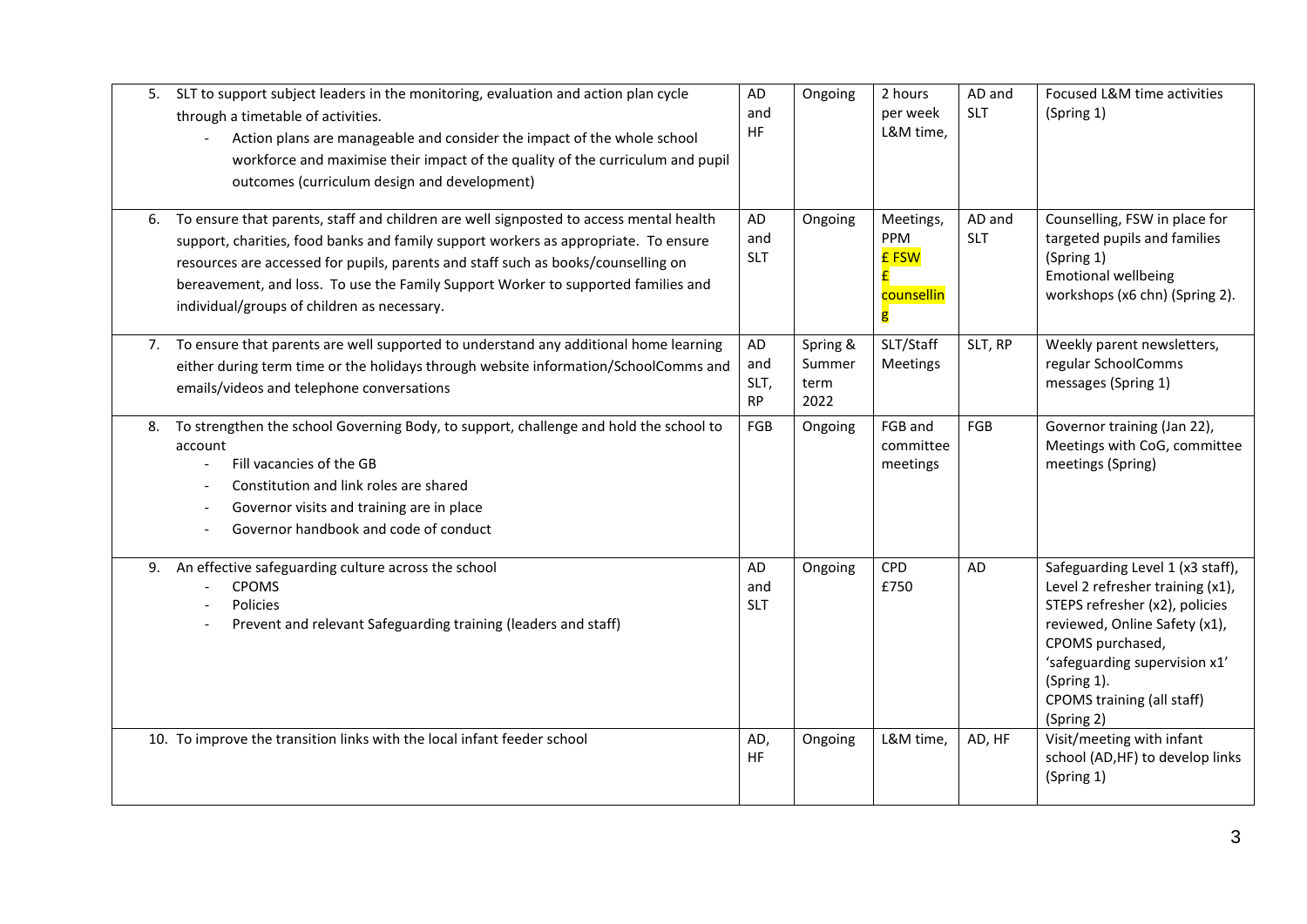| | | | | | |
|---|---|---|---|---|---|
| 5. SLT to support subject leaders in the monitoring, evaluation and action plan cycle through a timetable of activities.<br>- Action plans are manageable and consider the impact of the whole school workforce and maximise their impact of the quality of the curriculum and pupil outcomes (curriculum design and development) | AD and HF | Ongoing | 2 hours per week L&M time, | AD and SLT | Focused L&M time activities (Spring 1) |
| 6. To ensure that parents, staff and children are well signposted to access mental health support, charities, food banks and family support workers as appropriate. To ensure resources are accessed for pupils, parents and staff such as books/counselling on bereavement, and loss. To use the Family Support Worker to supported families and individual/groups of children as necessary. | AD and SLT | Ongoing | Meetings, PPM £ FSW £ counselling | AD and SLT | Counselling, FSW in place for targeted pupils and families (Spring 1)<br>Emotional wellbeing workshops (x6 chn) (Spring 2). |
| 7. To ensure that parents are well supported to understand any additional home learning either during term time or the holidays through website information/SchoolComms and emails/videos and telephone conversations | AD and SLT, RP | Spring & Summer term 2022 | SLT/Staff Meetings | SLT, RP | Weekly parent newsletters, regular SchoolComms messages (Spring 1) |
| 8. To strengthen the school Governing Body, to support, challenge and hold the school to account<br>- Fill vacancies of the GB<br>- Constitution and link roles are shared<br>- Governor visits and training are in place<br>- Governor handbook and code of conduct | FGB | Ongoing | FGB and committee meetings | FGB | Governor training (Jan 22), Meetings with CoG, committee meetings (Spring) |
| 9. An effective safeguarding culture across the school<br>- CPOMS<br>- Policies<br>- Prevent and relevant Safeguarding training (leaders and staff) | AD and SLT | Ongoing | CPD £750 | AD | Safeguarding Level 1 (x3 staff), Level 2 refresher training (x1), STEPS refresher (x2), policies reviewed, Online Safety (x1), CPOMS purchased, 'safeguarding supervision x1' (Spring 1).<br>CPOMS training (all staff) (Spring 2) |
| 10. To improve the transition links with the local infant feeder school | AD, HF | Ongoing | L&M time, | AD, HF | Visit/meeting with infant school (AD,HF) to develop links (Spring 1) |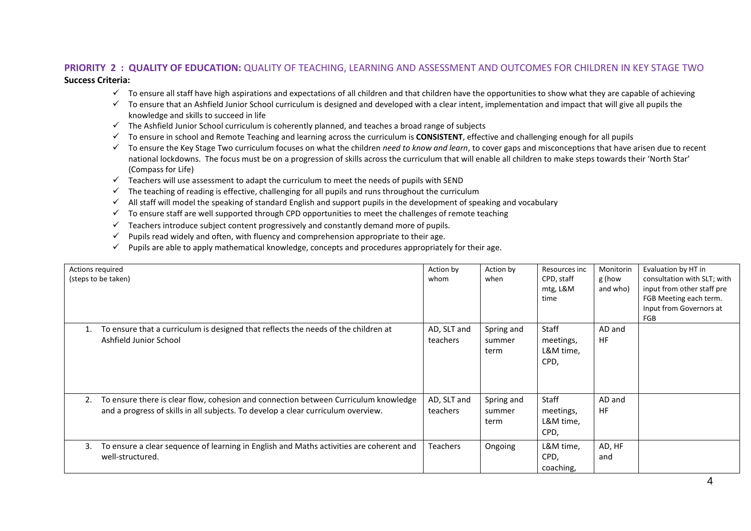## PRIORITY 2 : QUALITY OF EDUCATION: QUALITY OF TEACHING, LEARNING AND ASSESSMENT AND OUTCOMES FOR CHILDREN IN KEY STAGE TWO

**Success Criteria:**

- ✓ To ensure all staff have high aspirations and expectations of all children and that children have the opportunities to show what they are capable of achieving
- ✓ To ensure that an Ashfield Junior School curriculum is designed and developed with a clear intent, implementation and impact that will give all pupils the knowledge and skills to succeed in life
- ✓ The Ashfield Junior School curriculum is coherently planned, and teaches a broad range of subjects
- ✓ To ensure in school and Remote Teaching and learning across the curriculum is **CONSISTENT**, effective and challenging enough for all pupils
- ✓ To ensure the Key Stage Two curriculum focuses on what the children *need to know and learn*, to cover gaps and misconceptions that have arisen due to recent national lockdowns. The focus must be on a progression of skills across the curriculum that will enable all children to make steps towards their 'North Star' (Compass for Life)
- ✓ Teachers will use assessment to adapt the curriculum to meet the needs of pupils with SEND
- ✓ The teaching of reading is effective, challenging for all pupils and runs throughout the curriculum
- ✓ All staff will model the speaking of standard English and support pupils in the development of speaking and vocabulary
- ✓ To ensure staff are well supported through CPD opportunities to meet the challenges of remote teaching
- ✓ Teachers introduce subject content progressively and constantly demand more of pupils.
- ✓ Pupils read widely and often, with fluency and comprehension appropriate to their age.
- ✓ Pupils are able to apply mathematical knowledge, concepts and procedures appropriately for their age.

| Actions required (steps to be taken) | Action by whom | Action by when | Resources inc CPD, staff mtg, L&M time | Monitoring (how and who) | Evaluation by HT in consultation with SLT; with input from other staff pre FGB Meeting each term. Input from Governors at FGB |
|---|---|---|---|---|---|
| 1. To ensure that a curriculum is designed that reflects the needs of the children at Ashfield Junior School | AD, SLT and teachers | Spring and summer term | Staff meetings, L&M time, CPD, | AD and HF | |
| 2. To ensure there is clear flow, cohesion and connection between Curriculum knowledge and a progress of skills in all subjects. To develop a clear curriculum overview. | AD, SLT and teachers | Spring and summer term | Staff meetings, L&M time, CPD, | AD and HF | |
| 3. To ensure a clear sequence of learning in English and Maths activities are coherent and well-structured. | Teachers | Ongoing | L&M time, CPD, coaching, | AD, HF and | |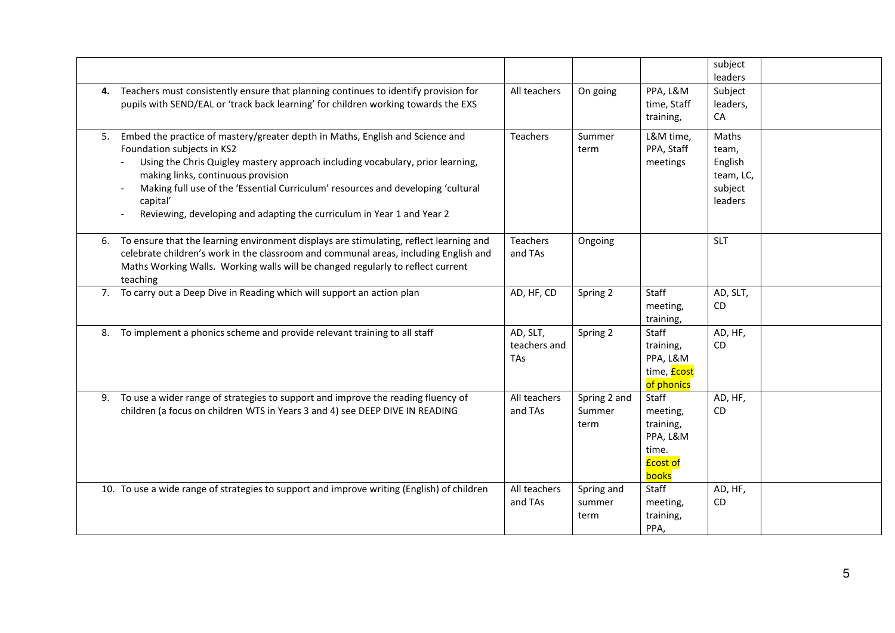| | | | | | |
|---|---|---|---|---|---|
| | | | | subject leaders | |
| **4.** Teachers must consistently ensure that planning continues to identify provision for pupils with SEND/EAL or 'track back learning' for children working towards the EXS | All teachers | On going | PPA, L&M time, Staff training, | Subject leaders, CA | |
| 5. Embed the practice of mastery/greater depth in Maths, English and Science and Foundation subjects in KS2<br>- Using the Chris Quigley mastery approach including vocabulary, prior learning, making links, continuous provision<br>- Making full use of the 'Essential Curriculum' resources and developing 'cultural capital'<br>- Reviewing, developing and adapting the curriculum in Year 1 and Year 2 | Teachers | Summer term | L&M time, PPA, Staff meetings | Maths team, English team, LC, subject leaders | |
| 6. To ensure that the learning environment displays are stimulating, reflect learning and celebrate children's work in the classroom and communal areas, including English and Maths Working Walls. Working walls will be changed regularly to reflect current teaching | Teachers and TAs | Ongoing | | SLT | |
| 7. To carry out a Deep Dive in Reading which will support an action plan | AD, HF, CD | Spring 2 | Staff meeting, training, | AD, SLT, CD | |
| 8. To implement a phonics scheme and provide relevant training to all staff | AD, SLT, teachers and TAs | Spring 2 | Staff training, PPA, L&M time, £cost of phonics | AD, HF, CD | |
| 9. To use a wider range of strategies to support and improve the reading fluency of children (a focus on children WTS in Years 3 and 4) see DEEP DIVE IN READING | All teachers and TAs | Spring 2 and Summer term | Staff meeting, training, PPA, L&M time. £cost of books | AD, HF, CD | |
| 10. To use a wide range of strategies to support and improve writing (English) of children | All teachers and TAs | Spring and summer term | Staff meeting, training, PPA, | AD, HF, CD | |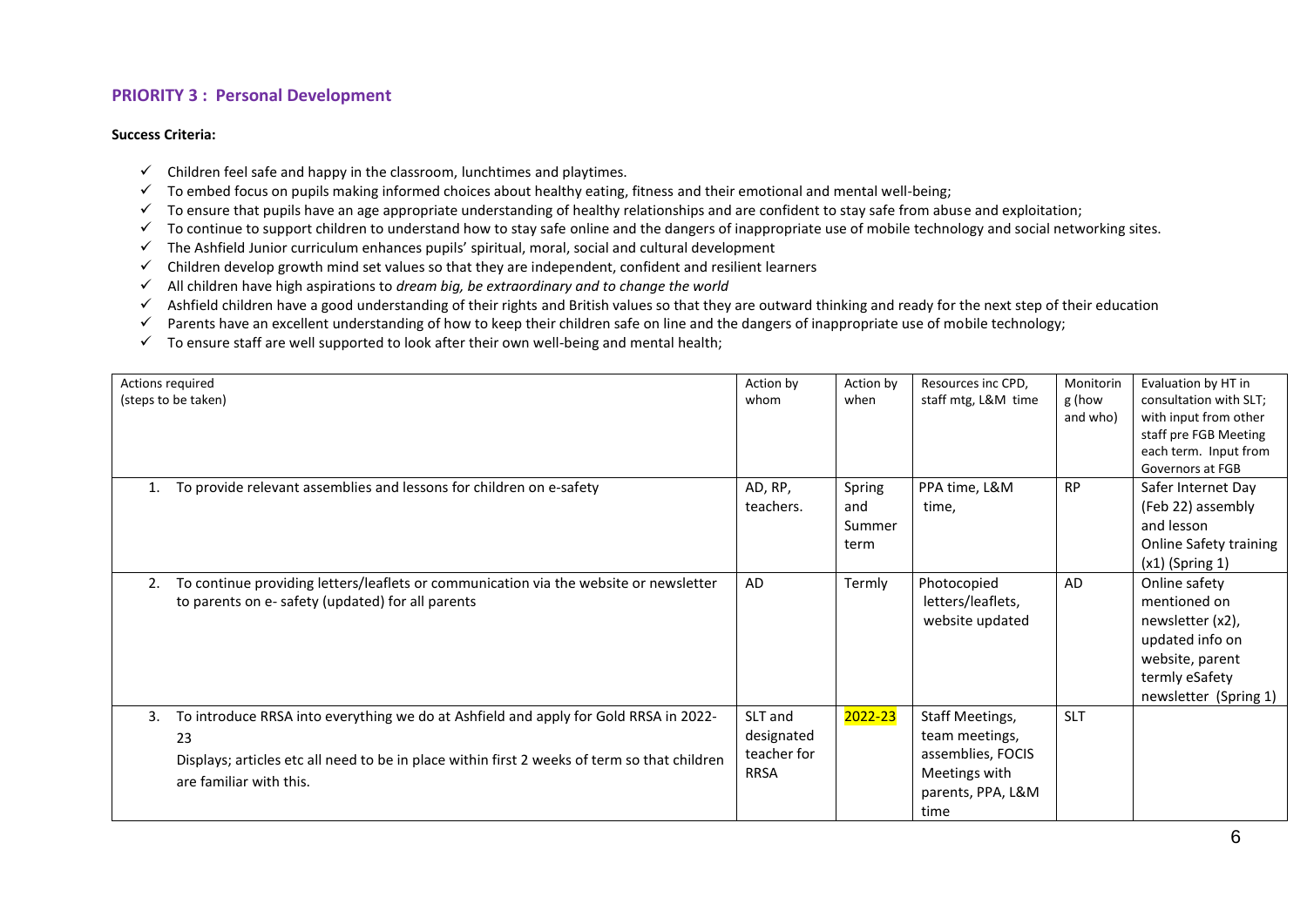## PRIORITY 3 : Personal Development

**Success Criteria:**

- ✓ Children feel safe and happy in the classroom, lunchtimes and playtimes.
- ✓ To embed focus on pupils making informed choices about healthy eating, fitness and their emotional and mental well-being;
- ✓ To ensure that pupils have an age appropriate understanding of healthy relationships and are confident to stay safe from abuse and exploitation;
- ✓ To continue to support children to understand how to stay safe online and the dangers of inappropriate use of mobile technology and social networking sites.
- ✓ The Ashfield Junior curriculum enhances pupils' spiritual, moral, social and cultural development
- ✓ Children develop growth mind set values so that they are independent, confident and resilient learners
- ✓ All children have high aspirations to *dream big, be extraordinary and to change the world*
- ✓ Ashfield children have a good understanding of their rights and British values so that they are outward thinking and ready for the next step of their education
- ✓ Parents have an excellent understanding of how to keep their children safe on line and the dangers of inappropriate use of mobile technology;
- ✓ To ensure staff are well supported to look after their own well-being and mental health;

| Actions required (steps to be taken) | Action by whom | Action by when | Resources inc CPD, staff mtg, L&M time | Monitoring (how and who) | Evaluation by HT in consultation with SLT; with input from other staff pre FGB Meeting each term. Input from Governors at FGB |
|---|---|---|---|---|---|
| 1. To provide relevant assemblies and lessons for children on e-safety | AD, RP, teachers. | Spring and Summer term | PPA time, L&M time, | RP | Safer Internet Day (Feb 22) assembly and lesson<br>Online Safety training (x1) (Spring 1) |
| 2. To continue providing letters/leaflets or communication via the website or newsletter to parents on e- safety (updated) for all parents | AD | Termly | Photocopied letters/leaflets, website updated | AD | Online safety mentioned on newsletter (x2), updated info on website, parent termly eSafety newsletter (Spring 1) |
| 3. To introduce RRSA into everything we do at Ashfield and apply for Gold RRSA in 2022-23<br>Displays; articles etc all need to be in place within first 2 weeks of term so that children are familiar with this. | SLT and designated teacher for RRSA | 2022-23 | Staff Meetings, team meetings, assemblies, FOCIS Meetings with parents, PPA, L&M time | SLT | |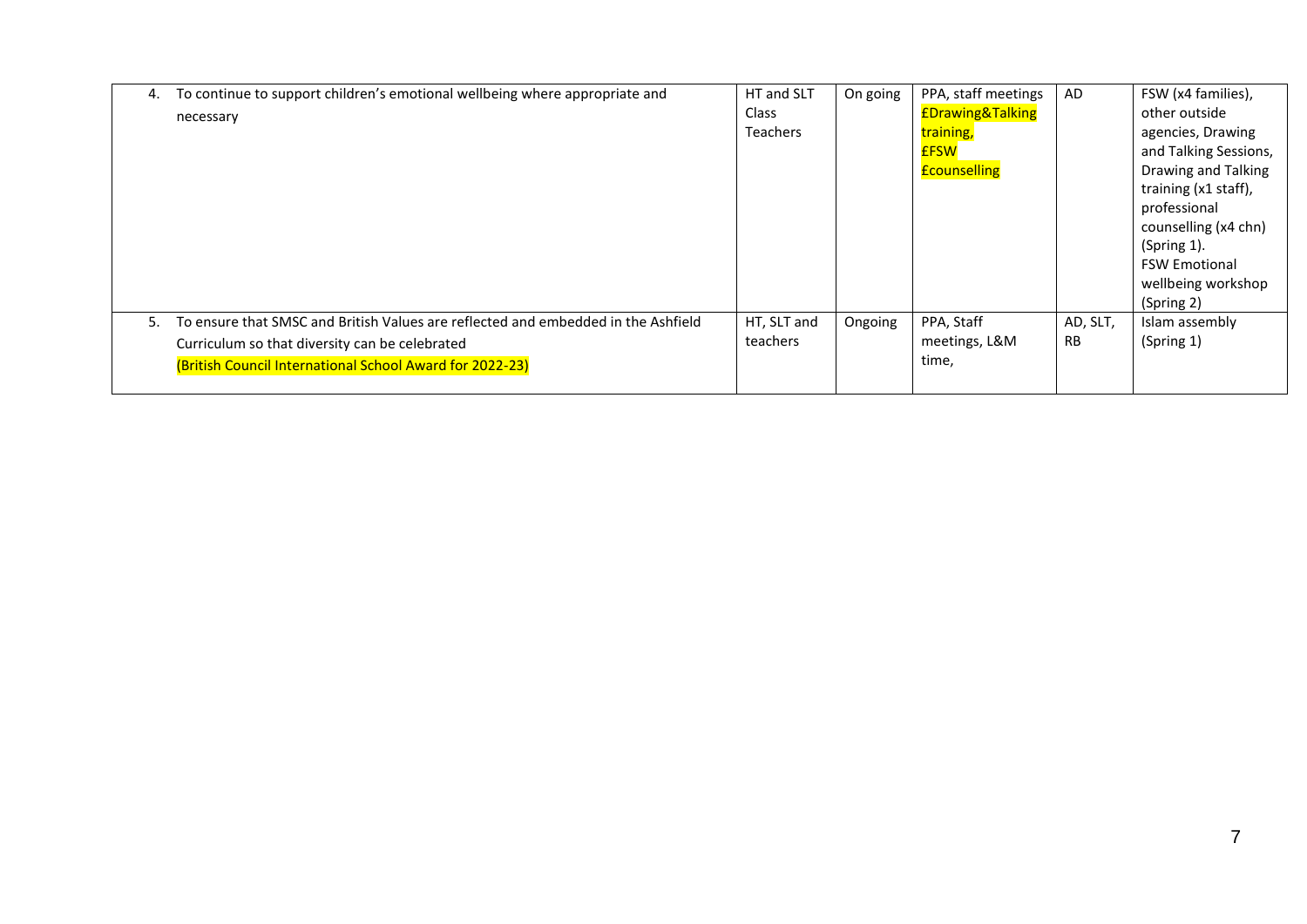| | | | | | |
|---|---|---|---|---|---|
| 4. To continue to support children's emotional wellbeing where appropriate and necessary | HT and SLT Class Teachers | On going | PPA, staff meetings £Drawing&Talking training, £FSW £counselling | AD | FSW (x4 families), other outside agencies, Drawing and Talking Sessions, Drawing and Talking training (x1 staff), professional counselling (x4 chn) (Spring 1). FSW Emotional wellbeing workshop (Spring 2) |
| 5. To ensure that SMSC and British Values are reflected and embedded in the Ashfield Curriculum so that diversity can be celebrated (British Council International School Award for 2022-23) | HT, SLT and teachers | Ongoing | PPA, Staff meetings, L&M time, | AD, SLT, RB | Islam assembly (Spring 1) |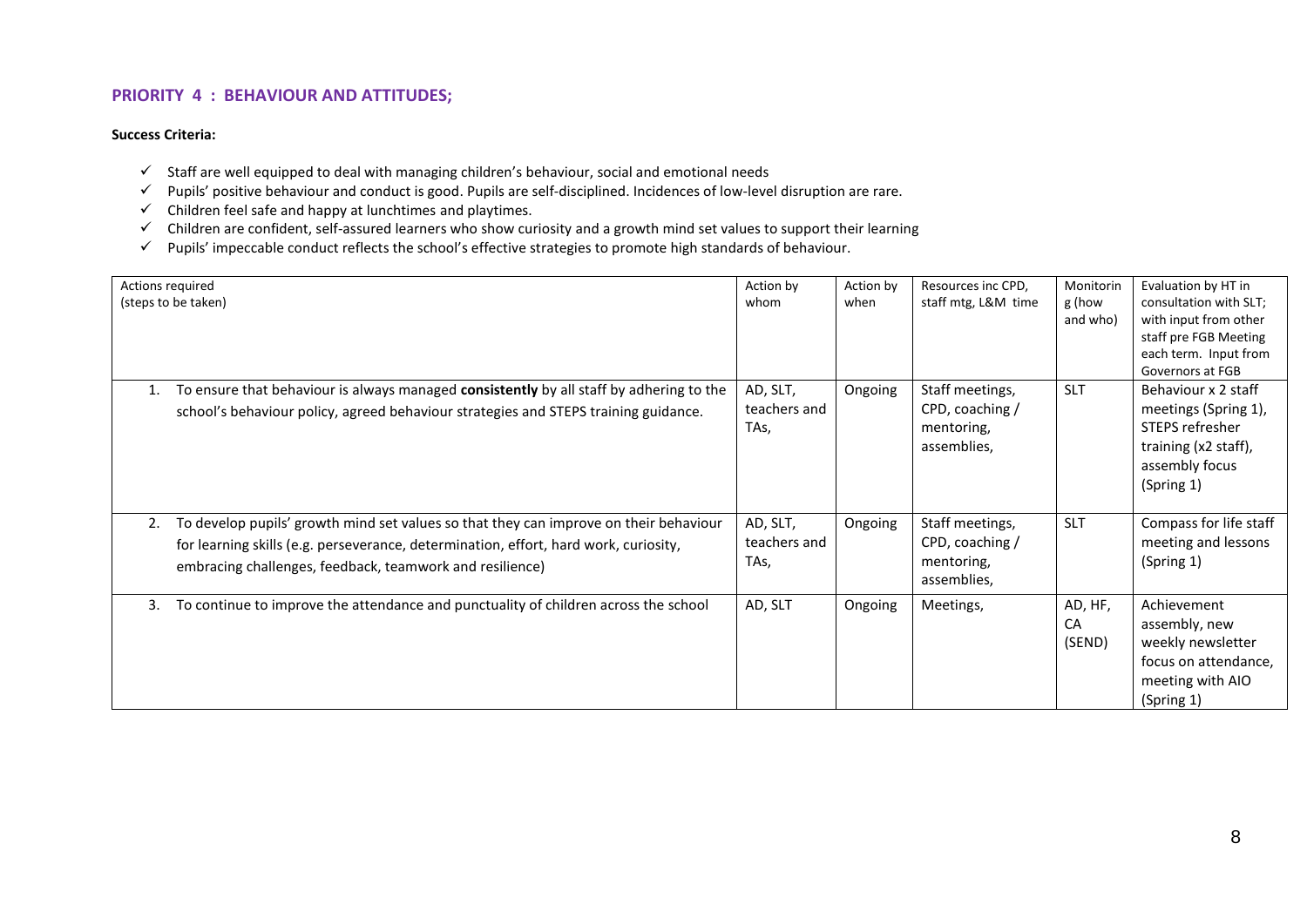## PRIORITY 4 : BEHAVIOUR AND ATTITUDES;

**Success Criteria:**

- ✓ Staff are well equipped to deal with managing children's behaviour, social and emotional needs
- ✓ Pupils' positive behaviour and conduct is good. Pupils are self-disciplined. Incidences of low-level disruption are rare.
- ✓ Children feel safe and happy at lunchtimes and playtimes.
- ✓ Children are confident, self-assured learners who show curiosity and a growth mind set values to support their learning
- ✓ Pupils' impeccable conduct reflects the school's effective strategies to promote high standards of behaviour.

| Actions required (steps to be taken) | Action by whom | Action by when | Resources inc CPD, staff mtg, L&M time | Monitoring (how and who) | Evaluation by HT in consultation with SLT; with input from other staff pre FGB Meeting each term. Input from Governors at FGB |
|---|---|---|---|---|---|
| 1. To ensure that behaviour is always managed **consistently** by all staff by adhering to the school's behaviour policy, agreed behaviour strategies and STEPS training guidance. | AD, SLT, teachers and TAs, | Ongoing | Staff meetings, CPD, coaching / mentoring, assemblies, | SLT | Behaviour x 2 staff meetings (Spring 1), STEPS refresher training (x2 staff), assembly focus (Spring 1) |
| 2. To develop pupils' growth mind set values so that they can improve on their behaviour for learning skills (e.g. perseverance, determination, effort, hard work, curiosity, embracing challenges, feedback, teamwork and resilience) | AD, SLT, teachers and TAs, | Ongoing | Staff meetings, CPD, coaching / mentoring, assemblies, | SLT | Compass for life staff meeting and lessons (Spring 1) |
| 3. To continue to improve the attendance and punctuality of children across the school | AD, SLT | Ongoing | Meetings, | AD, HF, CA (SEND) | Achievement assembly, new weekly newsletter focus on attendance, meeting with AIO (Spring 1) |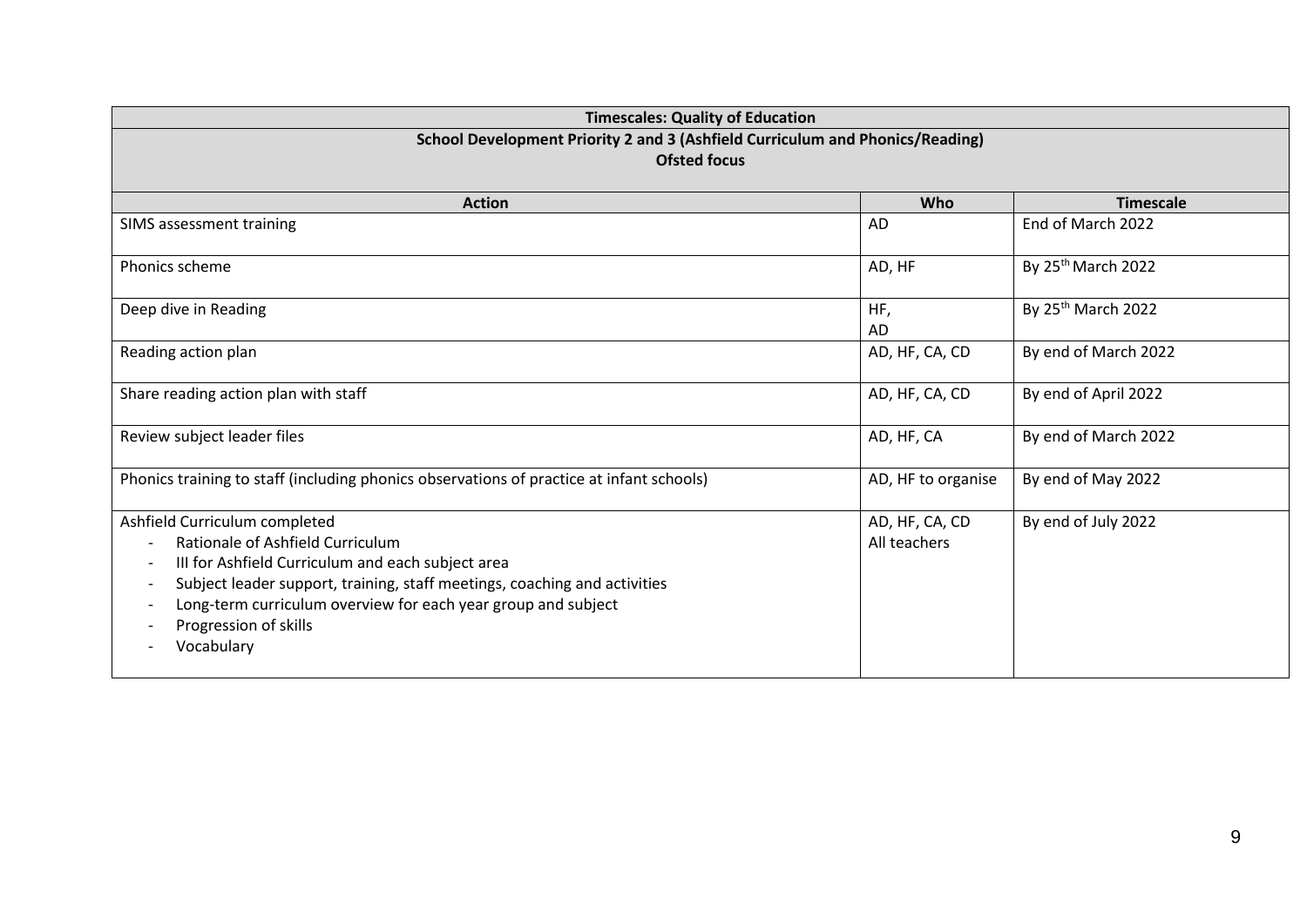| Timescales: Quality of Education | | |
|---|---|---|
| **School Development Priority 2 and 3 (Ashfield Curriculum and Phonics/Reading)**<br>**Ofsted focus** | | |
| **Action** | **Who** | **Timescale** |
| SIMS assessment training | AD | End of March 2022 |
| Phonics scheme | AD, HF | By 25th March 2022 |
| Deep dive in Reading | HF,<br>AD | By 25th March 2022 |
| Reading action plan | AD, HF, CA, CD | By end of March 2022 |
| Share reading action plan with staff | AD, HF, CA, CD | By end of April 2022 |
| Review subject leader files | AD, HF, CA | By end of March 2022 |
| Phonics training to staff (including phonics observations of practice at infant schools) | AD, HF to organise | By end of May 2022 |
| Ashfield Curriculum completed<br>- Rationale of Ashfield Curriculum<br>- III for Ashfield Curriculum and each subject area<br>- Subject leader support, training, staff meetings, coaching and activities<br>- Long-term curriculum overview for each year group and subject<br>- Progression of skills<br>- Vocabulary | AD, HF, CA, CD<br>All teachers | By end of July 2022 |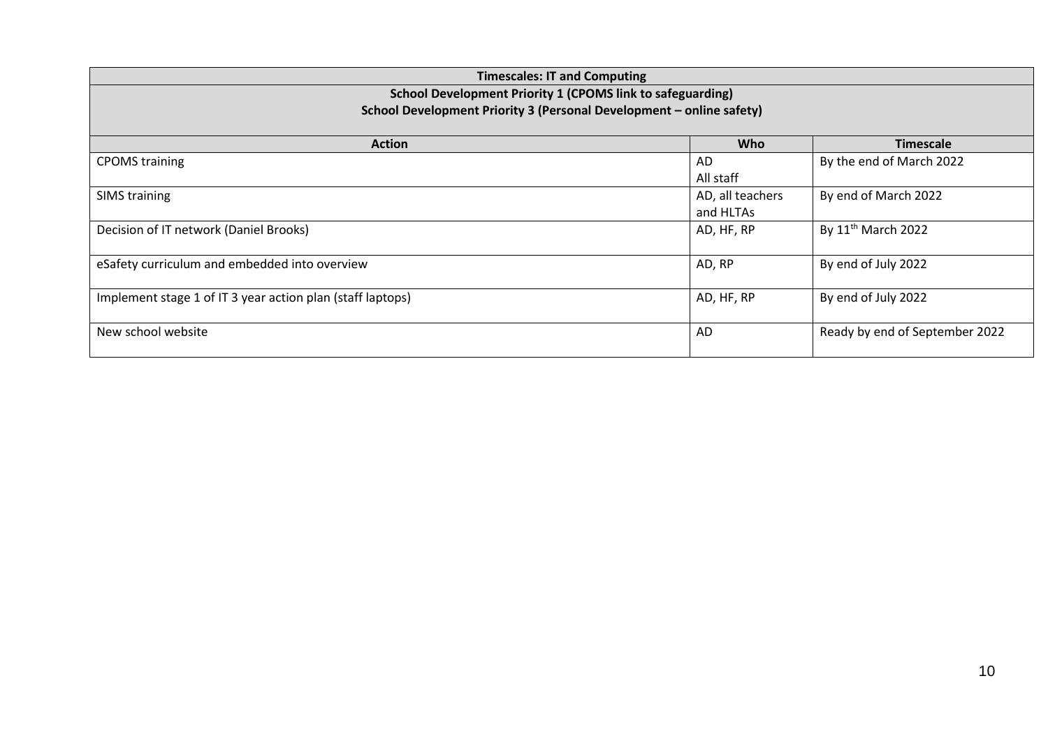| Timescales: IT and Computing | | |
|---|---|---|
| **School Development Priority 1 (CPOMS link to safeguarding)**<br>**School Development Priority 3 (Personal Development – online safety)** | | |
| **Action** | **Who** | **Timescale** |
| CPOMS training | AD<br>All staff | By the end of March 2022 |
| SIMS training | AD, all teachers and HLTAs | By end of March 2022 |
| Decision of IT network (Daniel Brooks) | AD, HF, RP | By 11th March 2022 |
| eSafety curriculum and embedded into overview | AD, RP | By end of July 2022 |
| Implement stage 1 of IT 3 year action plan (staff laptops) | AD, HF, RP | By end of July 2022 |
| New school website | AD | Ready by end of September 2022 |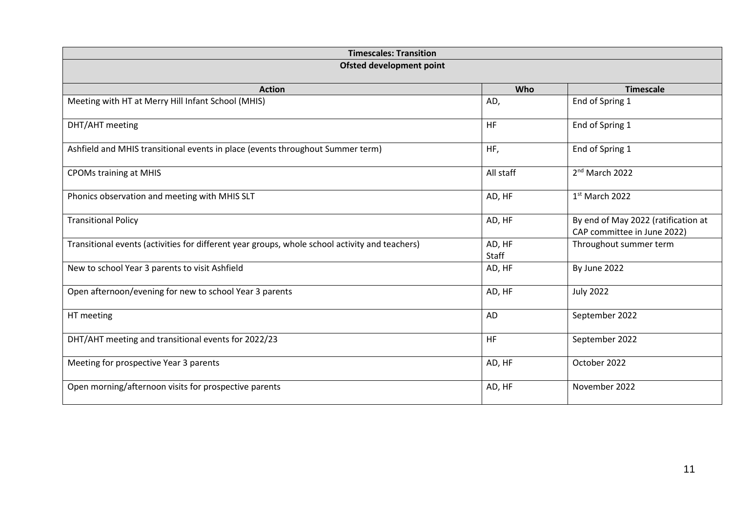| Timescales: Transition | | |
|---|---|---|
| **Ofsted development point** | | |
| **Action** | **Who** | **Timescale** |
| Meeting with HT at Merry Hill Infant School (MHIS) | AD, | End of Spring 1 |
| DHT/AHT meeting | HF | End of Spring 1 |
| Ashfield and MHIS transitional events in place (events throughout Summer term) | HF, | End of Spring 1 |
| CPOMs training at MHIS | All staff | 2nd March 2022 |
| Phonics observation and meeting with MHIS SLT | AD, HF | 1st March 2022 |
| Transitional Policy | AD, HF | By end of May 2022 (ratification at CAP committee in June 2022) |
| Transitional events (activities for different year groups, whole school activity and teachers) | AD, HF Staff | Throughout summer term |
| New to school Year 3 parents to visit Ashfield | AD, HF | By June 2022 |
| Open afternoon/evening for new to school Year 3 parents | AD, HF | July 2022 |
| HT meeting | AD | September 2022 |
| DHT/AHT meeting and transitional events for 2022/23 | HF | September 2022 |
| Meeting for prospective Year 3 parents | AD, HF | October 2022 |
| Open morning/afternoon visits for prospective parents | AD, HF | November 2022 |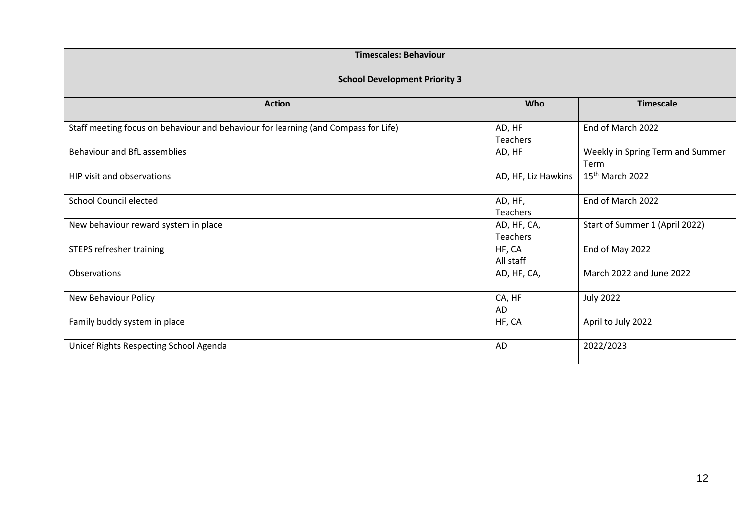| Timescales: Behaviour | | |
|---|---|---|
| **School Development Priority 3** | | |
| **Action** | **Who** | **Timescale** |
| Staff meeting focus on behaviour and behaviour for learning (and Compass for Life) | AD, HF<br>Teachers | End of March 2022 |
| Behaviour and BfL assemblies | AD, HF | Weekly in Spring Term and Summer Term |
| HIP visit and observations | AD, HF, Liz Hawkins | 15th March 2022 |
| School Council elected | AD, HF,<br>Teachers | End of March 2022 |
| New behaviour reward system in place | AD, HF, CA,<br>Teachers | Start of Summer 1 (April 2022) |
| STEPS refresher training | HF, CA<br>All staff | End of May 2022 |
| Observations | AD, HF, CA, | March 2022 and June 2022 |
| New Behaviour Policy | CA, HF<br>AD | July 2022 |
| Family buddy system in place | HF, CA | April to July 2022 |
| Unicef Rights Respecting School Agenda | AD | 2022/2023 |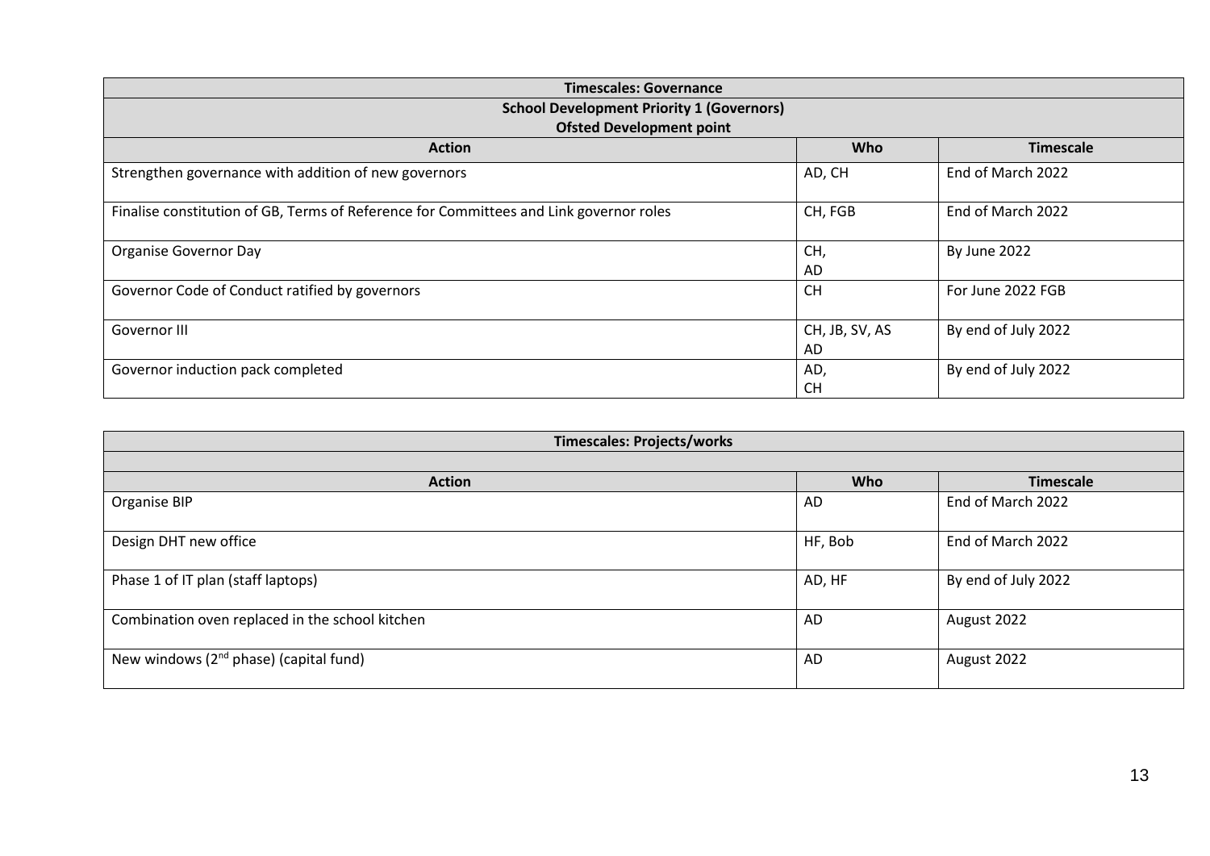| Timescales: Governance | | |
|---|---|---|
| **School Development Priority 1 (Governors)**<br>**Ofsted Development point** | | |
| **Action** | **Who** | **Timescale** |
| Strengthen governance with addition of new governors | AD, CH | End of March 2022 |
| Finalise constitution of GB, Terms of Reference for Committees and Link governor roles | CH, FGB | End of March 2022 |
| Organise Governor Day | CH, AD | By June 2022 |
| Governor Code of Conduct ratified by governors | CH | For June 2022 FGB |
| Governor III | CH, JB, SV, AS AD | By end of July 2022 |
| Governor induction pack completed | AD, CH | By end of July 2022 |

| Timescales: Projects/works | | |
|---|---|---|
| | | |
| **Action** | **Who** | **Timescale** |
| Organise BIP | AD | End of March 2022 |
| Design DHT new office | HF, Bob | End of March 2022 |
| Phase 1 of IT plan (staff laptops) | AD, HF | By end of July 2022 |
| Combination oven replaced in the school kitchen | AD | August 2022 |
| New windows (2nd phase) (capital fund) | AD | August 2022 |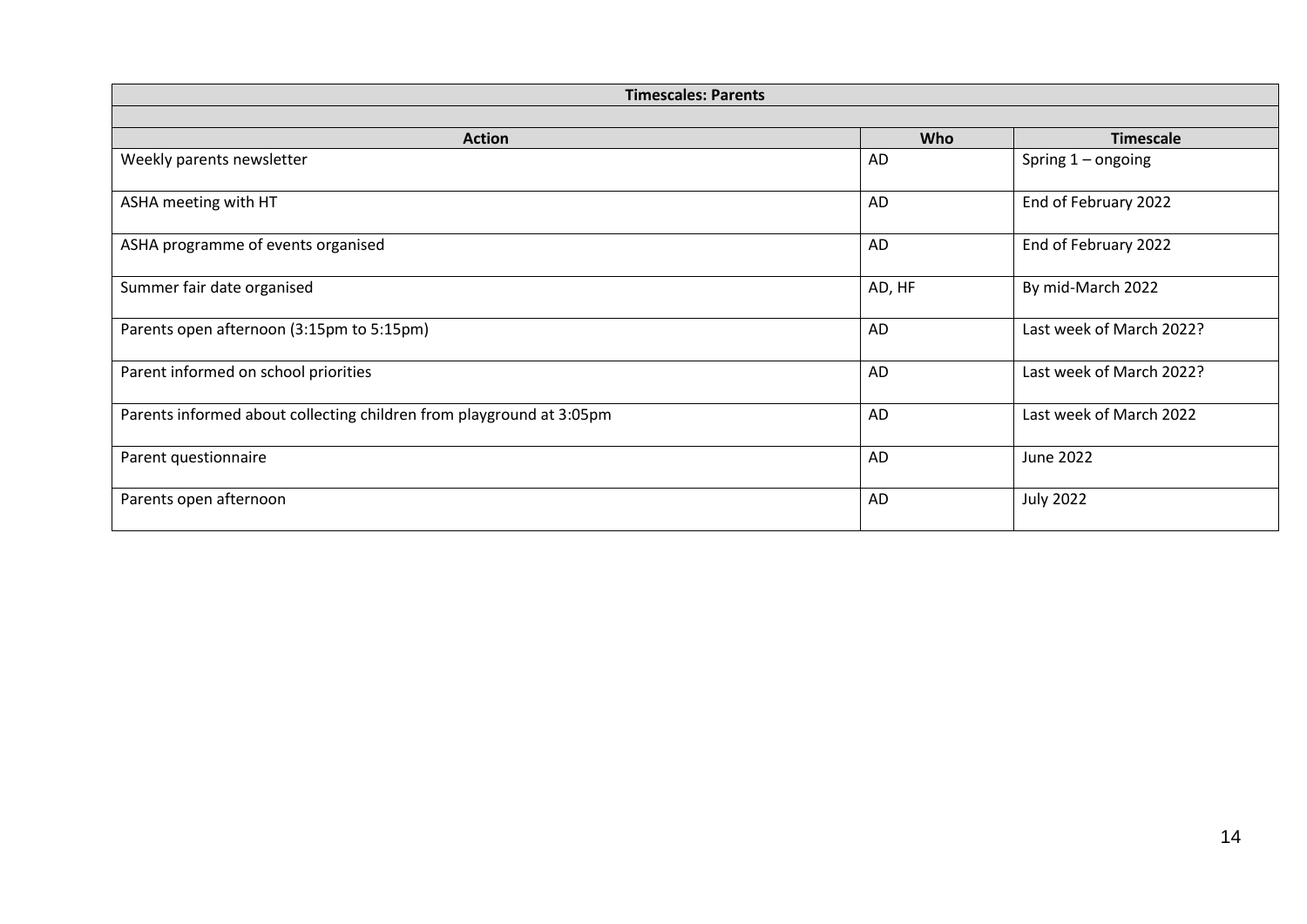| Timescales: Parents | | |
|---|---|---|
| | | |
| **Action** | **Who** | **Timescale** |
| Weekly parents newsletter | AD | Spring 1 – ongoing |
| ASHA meeting with HT | AD | End of February 2022 |
| ASHA programme of events organised | AD | End of February 2022 |
| Summer fair date organised | AD, HF | By mid-March 2022 |
| Parents open afternoon (3:15pm to 5:15pm) | AD | Last week of March 2022? |
| Parent informed on school priorities | AD | Last week of March 2022? |
| Parents informed about collecting children from playground at 3:05pm | AD | Last week of March 2022 |
| Parent questionnaire | AD | June 2022 |
| Parents open afternoon | AD | July 2022 |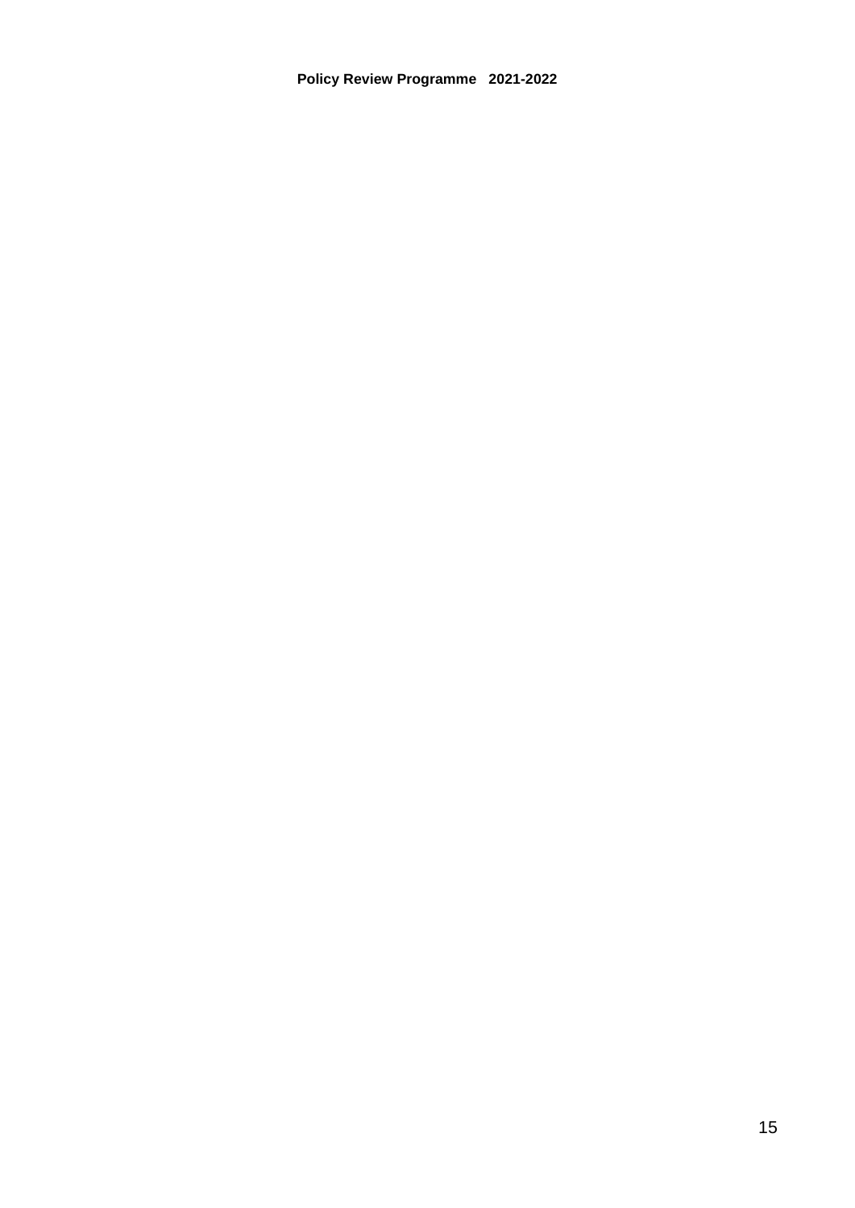**Policy Review Programme 2021-2022**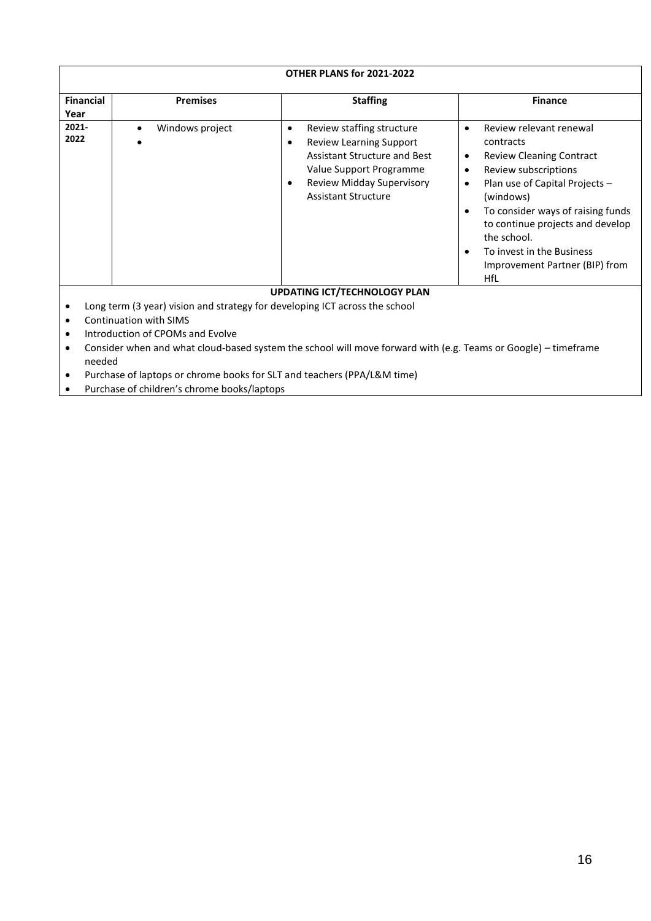| OTHER PLANS for 2021-2022 | | | |
|---|---|---|---|
| **Financial Year** | **Premises** | **Staffing** | **Finance** |
| **2021-2022** | • Windows project<br>• | • Review staffing structure<br>• Review Learning Support Assistant Structure and Best Value Support Programme<br>• Review Midday Supervisory Assistant Structure | • Review relevant renewal contracts<br>• Review Cleaning Contract<br>• Review subscriptions<br>• Plan use of Capital Projects – (windows)<br>• To consider ways of raising funds to continue projects and develop the school.<br>• To invest in the Business Improvement Partner (BIP) from HfL |

**UPDATING ICT/TECHNOLOGY PLAN**

- Long term (3 year) vision and strategy for developing ICT across the school
- Continuation with SIMS
- Introduction of CPOMs and Evolve
- Consider when and what cloud-based system the school will move forward with (e.g. Teams or Google) – timeframe needed
- Purchase of laptops or chrome books for SLT and teachers (PPA/L&M time)
- Purchase of children's chrome books/laptops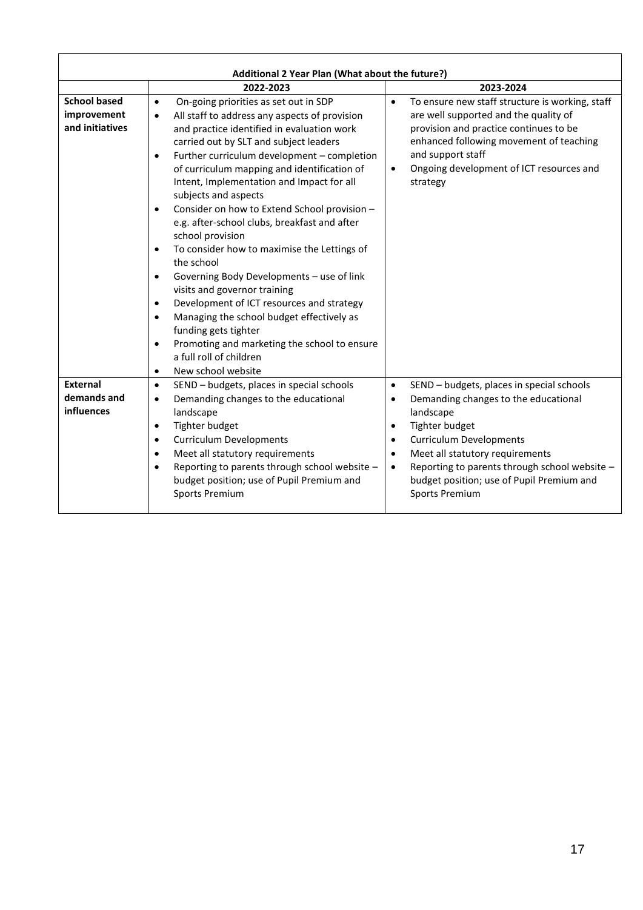| Additional 2 Year Plan (What about the future?) | | |
|---|---|---|
| | **2022-2023** | **2023-2024** |
| **School based improvement and initiatives** | • On-going priorities as set out in SDP<br>• All staff to address any aspects of provision and practice identified in evaluation work carried out by SLT and subject leaders<br>• Further curriculum development – completion of curriculum mapping and identification of Intent, Implementation and Impact for all subjects and aspects<br>• Consider on how to Extend School provision – e.g. after-school clubs, breakfast and after school provision<br>• To consider how to maximise the Lettings of the school<br>• Governing Body Developments – use of link visits and governor training<br>• Development of ICT resources and strategy<br>• Managing the school budget effectively as funding gets tighter<br>• Promoting and marketing the school to ensure a full roll of children<br>• New school website | • To ensure new staff structure is working, staff are well supported and the quality of provision and practice continues to be enhanced following movement of teaching and support staff<br>• Ongoing development of ICT resources and strategy |
| **External demands and influences** | • SEND – budgets, places in special schools<br>• Demanding changes to the educational landscape<br>• Tighter budget<br>• Curriculum Developments<br>• Meet all statutory requirements<br>• Reporting to parents through school website – budget position; use of Pupil Premium and Sports Premium | • SEND – budgets, places in special schools<br>• Demanding changes to the educational landscape<br>• Tighter budget<br>• Curriculum Developments<br>• Meet all statutory requirements<br>• Reporting to parents through school website – budget position; use of Pupil Premium and Sports Premium |